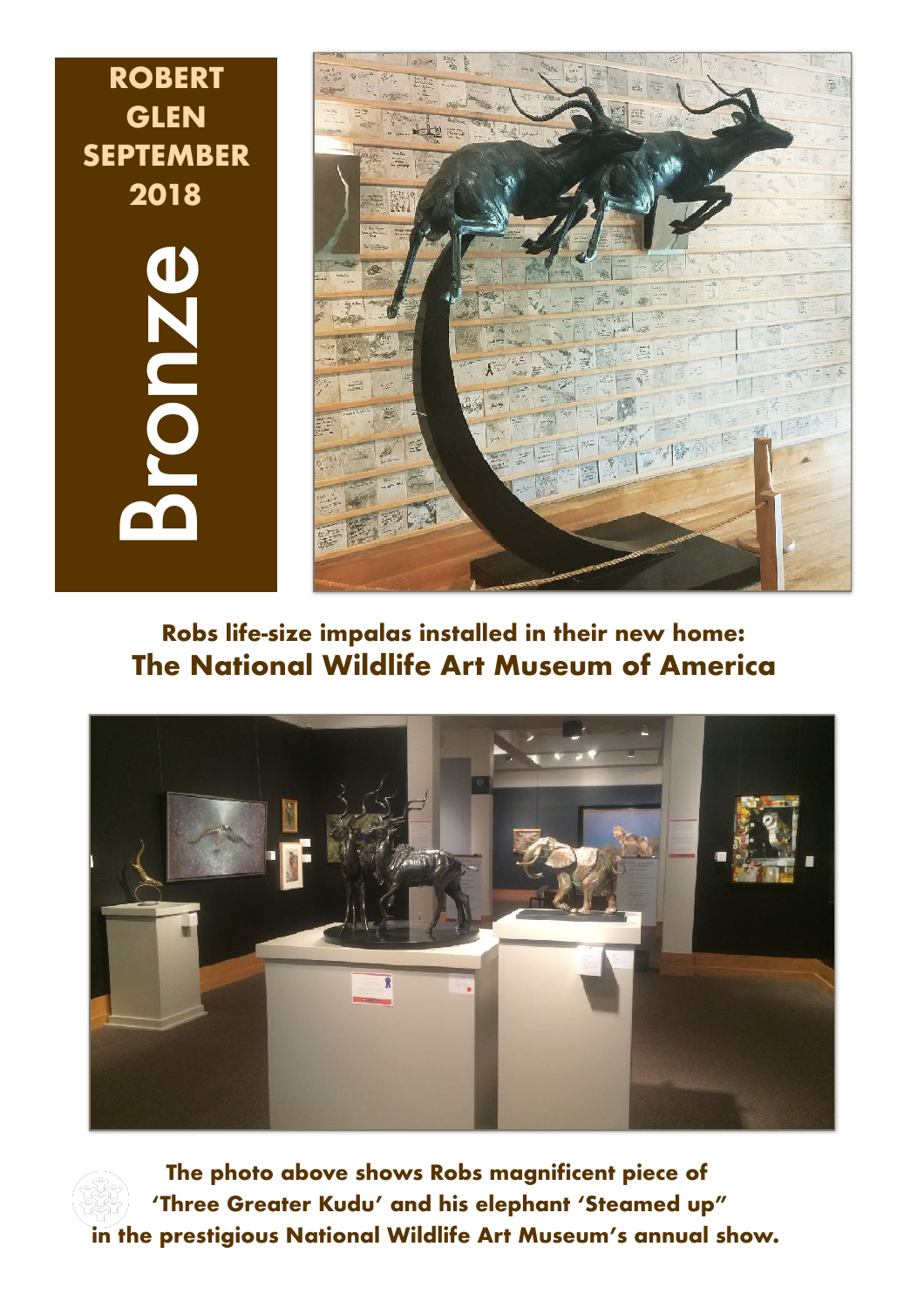# ROBERT GLEN SEPTEMBER 2018

## Bronze

**Robs life-size impalas installed in their new home:**
**The National Wildlife Art Museum of America**

**The photo above shows Robs magnificent piece of 'Three Greater Kudu' and his elephant 'Steamed up" in the prestigious National Wildlife Art Museum's annual show.**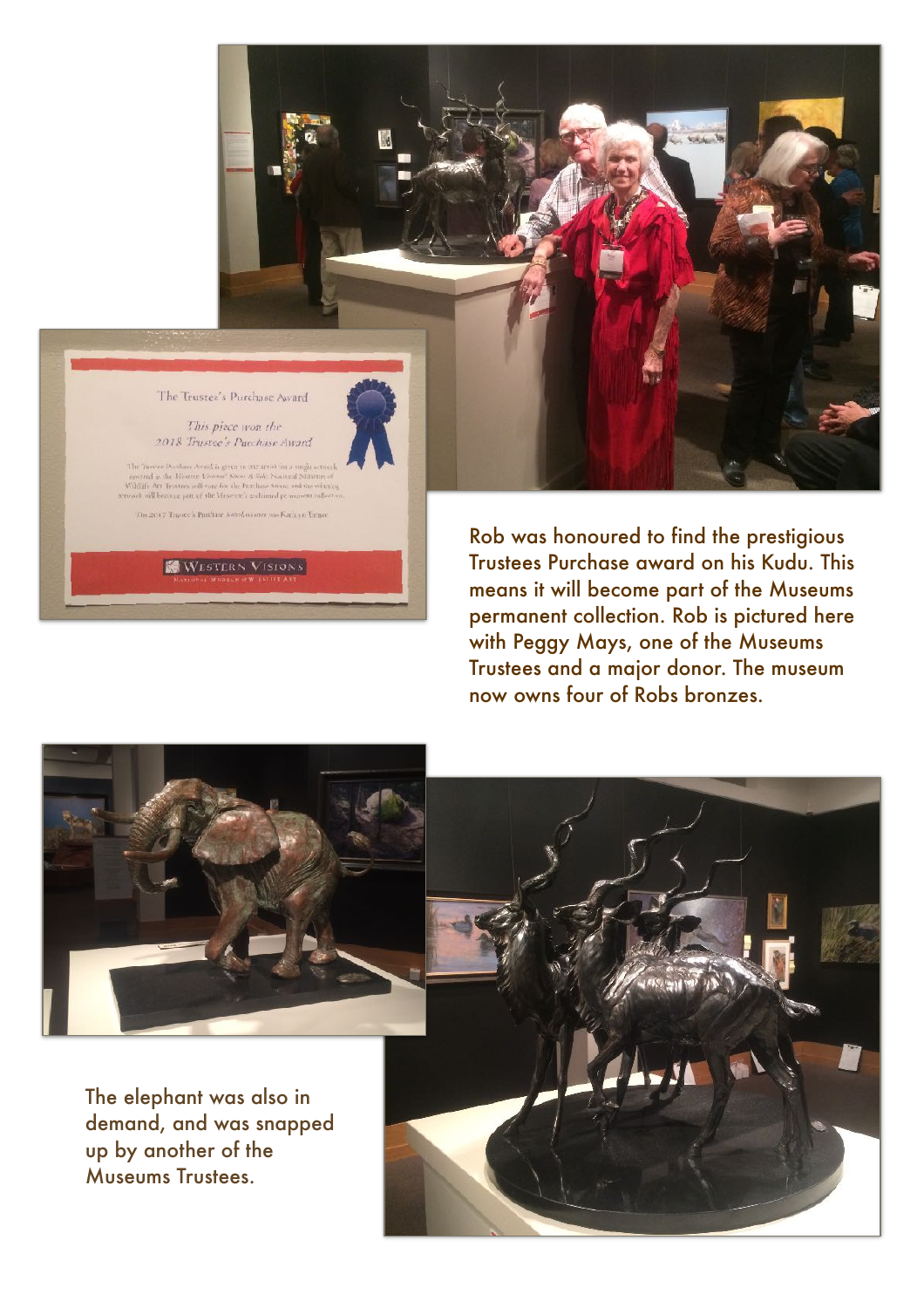Rob was honoured to find the prestigious Trustees Purchase award on his Kudu. This means it will become part of the Museums permanent collection. Rob is pictured here with Peggy Mays, one of the Museums Trustees and a major donor. The museum now owns four of Robs bronzes.

The elephant was also in demand, and was snapped up by another of the Museums Trustees.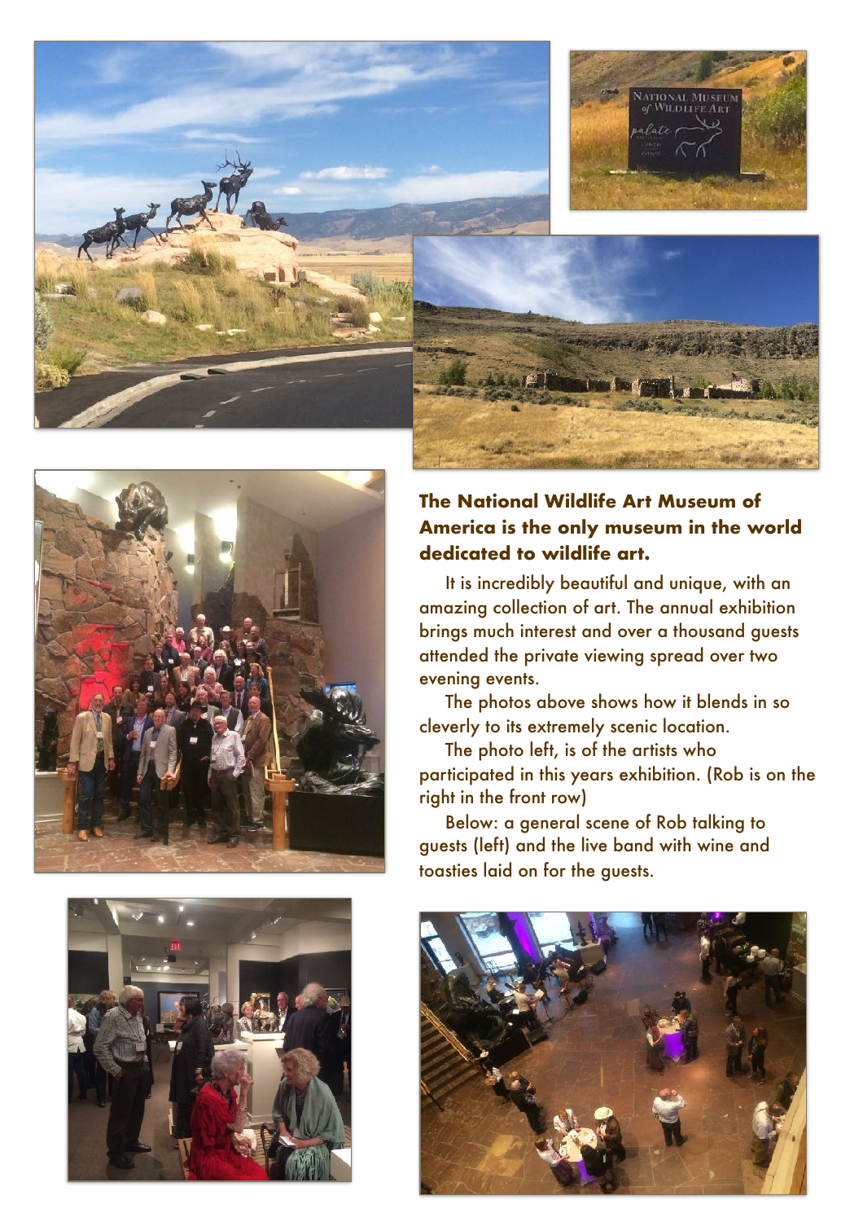**The National Wildlife Art Museum of America is the only museum in the world dedicated to wildlife art.**

It is incredibly beautiful and unique, with an amazing collection of art. The annual exhibition brings much interest and over a thousand guests attended the private viewing spread over two evening events.

The photos above shows how it blends in so cleverly to its extremely scenic location.

The photo left, is of the artists who participated in this years exhibition. (Rob is on the right in the front row)

Below: a general scene of Rob talking to guests (left) and the live band with wine and toasties laid on for the guests.